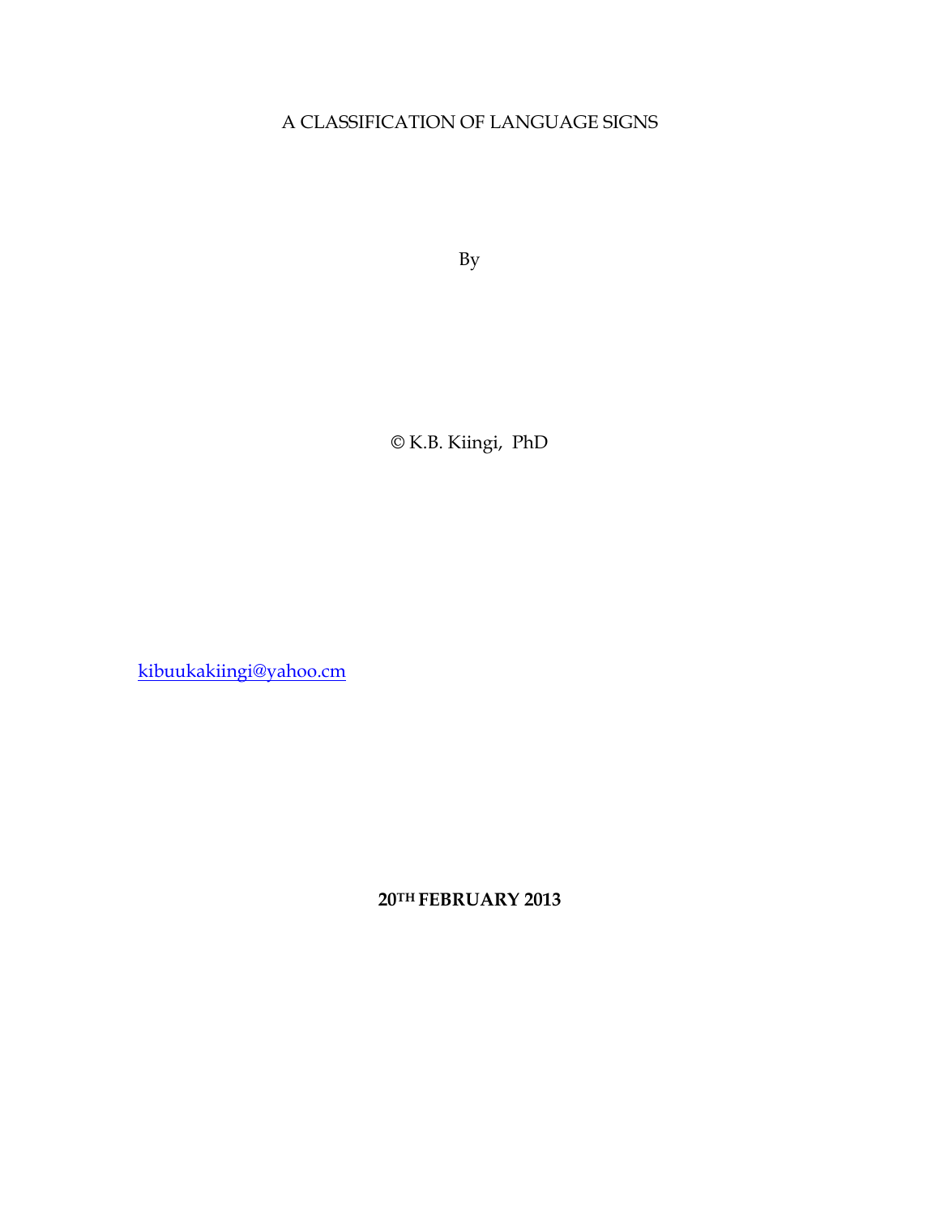# A CLASSIFICATION OF LANGUAGE SIGNS

By

© K.B. Kiingi, PhD

kibuukakiingi@yahoo.cm

**20TH FEBRUARY 2013**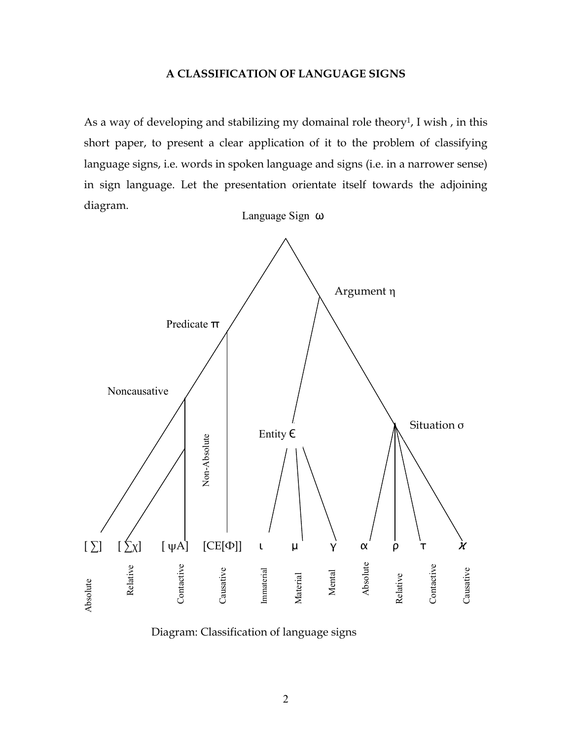## A CLASSIFICATION OF LANGUAGE SIGNS

As a way of developing and stabilizing my domainal role theory[1], I wish , in this short paper, to present a clear application of it to the problem of classifying language signs, i.e. words in spoken language and signs (i.e. in a narrower sense) in sign language. Let the presentation orientate itself towards the adjoining diagram.

Language Sign ω

Predicate π

Argument η

Noncausative

Non-Absolute

Entity ϵ

Situation σ

[ ∑] [ ∑χ] [ ψA] [CE[Φ]] ι μ γ α ρ τ ϰ

Absolute Relative Contactive Causative Immaterial Material Mental Absolute Relative Contactive Causative

Diagram: Classification of language signs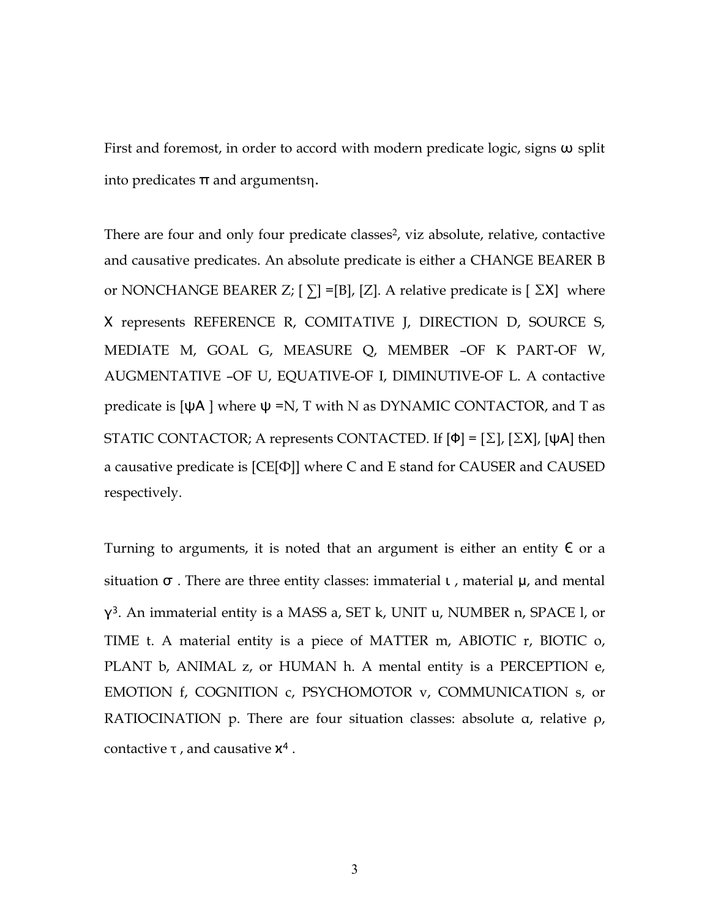First and foremost, in order to accord with modern predicate logic, signs $\omega$ split into predicates $\pi$ and arguments$\eta$.

There are four and only four predicate classes[2], viz absolute, relative, contactive and causative predicates. An absolute predicate is either a CHANGE BEARER B or NONCHANGE BEARER Z; [ $\sum$] =[B], [Z]. A relative predicate is [ $\Sigma$X] where X represents REFERENCE R, COMITATIVE J, DIRECTION D, SOURCE S, MEDIATE M, GOAL G, MEASURE Q, MEMBER –OF K PART-OF W, AUGMENTATIVE –OF U, EQUATIVE-OF I, DIMINUTIVE-OF L. A contactive predicate is [$\psi$A ] where $\psi$ =N, T with N as DYNAMIC CONTACTOR, and T as STATIC CONTACTOR; A represents CONTACTED. If [$\Phi$] = [$\Sigma$], [$\Sigma$X], [$\psi$A] then a causative predicate is [CE[$\Phi$]] where C and E stand for CAUSER and CAUSED respectively.

Turning to arguments, it is noted that an argument is either an entity $\epsilon$ or a situation $\sigma$ . There are three entity classes: immaterial $\iota$ , material $\mu$, and mental $\gamma$[3]. An immaterial entity is a MASS a, SET k, UNIT u, NUMBER n, SPACE l, or TIME t. A material entity is a piece of MATTER m, ABIOTIC r, BIOTIC o, PLANT b, ANIMAL z, or HUMAN h. A mental entity is a PERCEPTION e, EMOTION f, COGNITION c, PSYCHOMOTOR v, COMMUNICATION s, or RATIOCINATION p. There are four situation classes: absolute $\alpha$, relative $\rho$, contactive $\tau$ , and causative $\varkappa$[4] .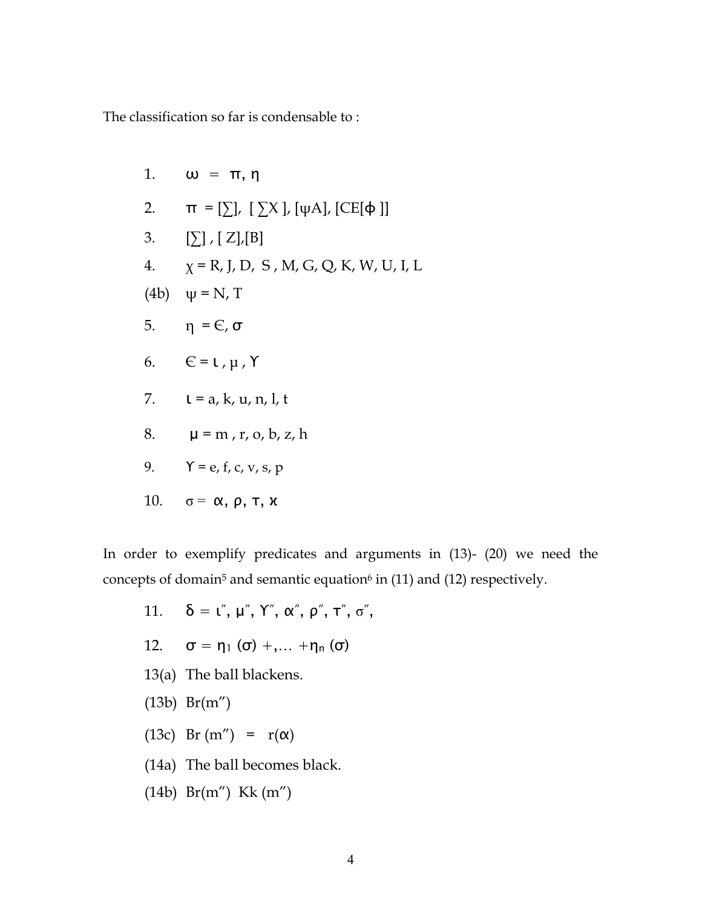The classification so far is condensable to :

1. $\omega = \pi, \eta$

2. $\pi$ = [∑], [ ∑X ], [ψA], [CE[ϕ ]]

3. [∑] , [ Z],[B]

4. $\chi$ = R, J, D, S , M, G, Q, K, W, U, I, L

(4b) $\psi$ = N, T

5. $\eta$ = Є, σ

6. Є = ɩ , μ , ϒ

7. ɩ = a, k, u, n, l, t

8. μ = m , r, o, b, z, h

9. ϒ = e, f, c, v, s, p

10. $\sigma = \alpha, \rho, \tau, \varkappa$

In order to exemplify predicates and arguments in (13)- (20) we need the concepts of domain[5] and semantic equation[6] in (11) and (12) respectively.

11. δ = ɩ″, μ″, ϒ″, α″, ρ″, τ″, σ″,

12. $\sigma = \eta_1 (\sigma) +, \ldots +\eta_n (\sigma)$

13(a) The ball blackens.

(13b) Br(m″)

(13c) Br (m″) = r(α)

(14a) The ball becomes black.

(14b) Br(m″) Kk (m″)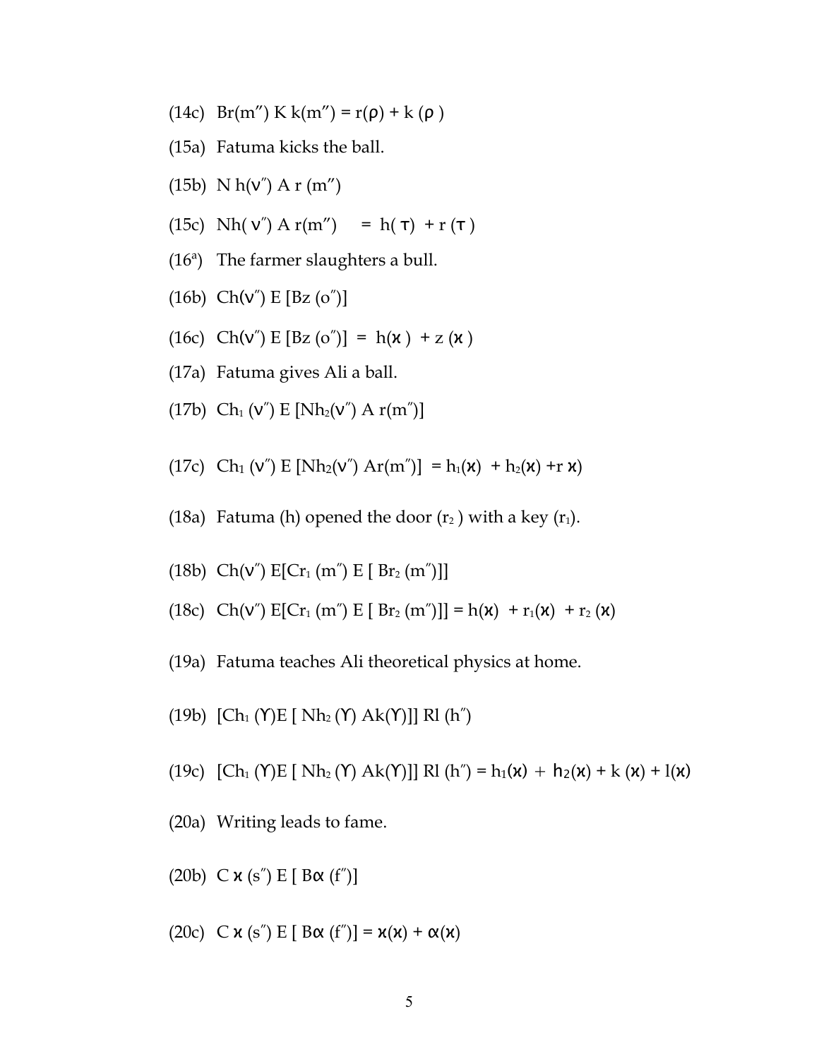(14c) Br(m″) K k(m″) = r(ρ) + k (ρ )

(15a) Fatuma kicks the ball.

(15b) N h(ν″) A r (m″)

(15c) Nh( ν″) A r(m″) = h( τ) + r (τ )

(16a) The farmer slaughters a bull.

(16b) Ch(ν″) E [Bz (o″)]

(16c) Ch(ν″) E [Bz (o″)] = h(ϰ ) + z (ϰ )

(17a) Fatuma gives Ali a ball.

(17b) $Ch_1$ (ν″) E [$Nh_2$(ν″) A r(m″)]

(17c) $Ch_1$ (ν″) E [$Nh_2$(ν″) Ar(m″)] = $h_1$(ϰ) + $h_2$(ϰ) +r ϰ)

(18a) Fatuma (h) opened the door ($r_2$ ) with a key ($r_1$).

(18b) Ch(ν″) E[$Cr_1$ (m″) E [ $Br_2$ (m″)]]

(18c) Ch(ν″) E[$Cr_1$ (m″) E [ $Br_2$ (m″)]] = h(ϰ) + $r_1$(ϰ) + $r_2$ (ϰ)

(19a) Fatuma teaches Ali theoretical physics at home.

(19b) [$Ch_1$ (ϒ)E [ $Nh_2$ (ϒ) Ak(ϒ)]] Rl (h″)

(19c) [$Ch_1$ (ϒ)E [ $Nh_2$ (ϒ) Ak(ϒ)]] Rl (h″) = $h_1$(ϰ) + $h_2$(ϰ) + k (ϰ) + l(ϰ)

(20a) Writing leads to fame.

(20b) C ϰ (s″) E [ Bα (f″)]

(20c) C ϰ (s″) E [ Bα (f″)] = ϰ(ϰ) + α(ϰ)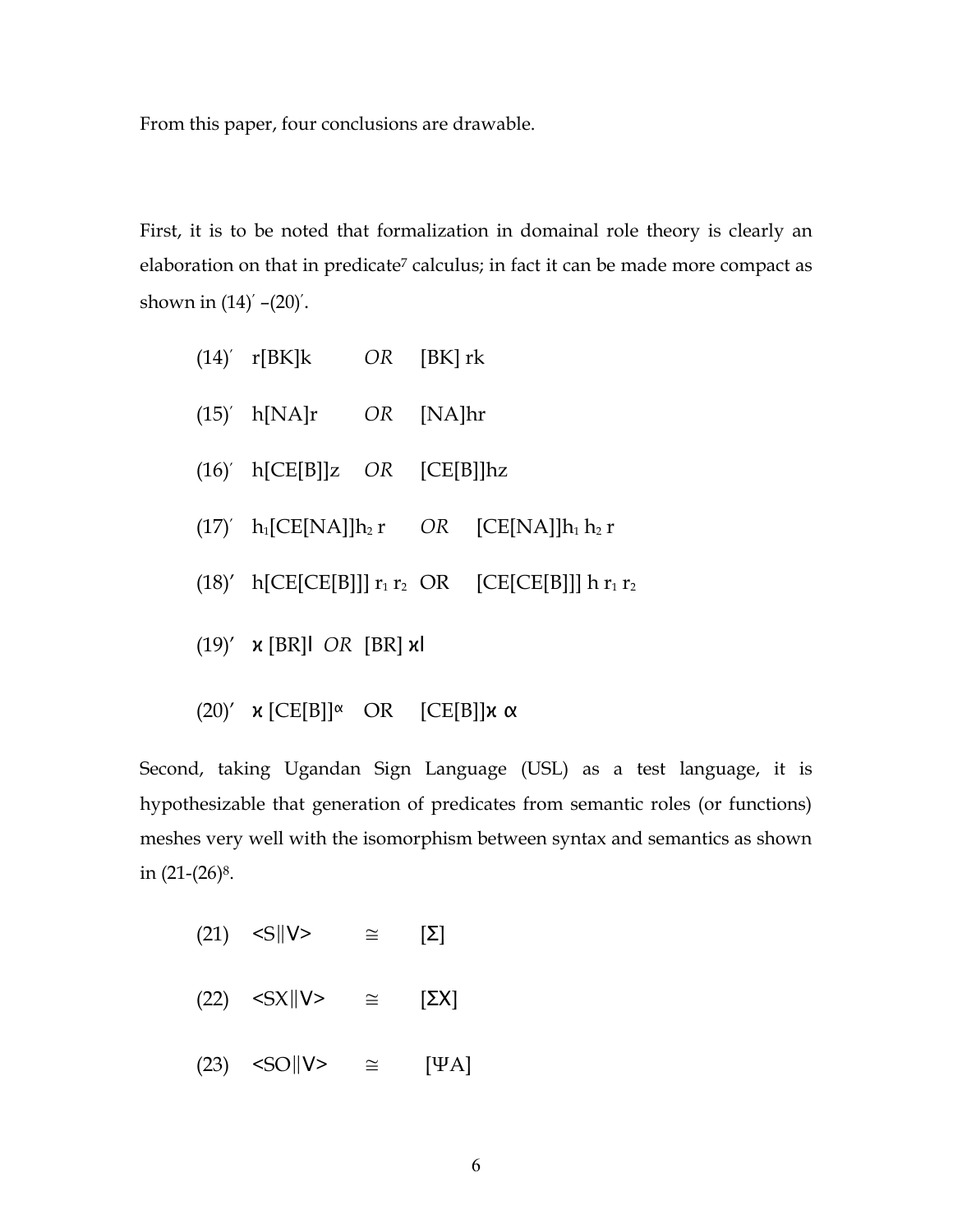From this paper, four conclusions are drawable.

First, it is to be noted that formalization in domainal role theory is clearly an elaboration on that in predicate[7] calculus; in fact it can be made more compact as shown in (14)′ –(20)′.

(14)′ r[BK]k *OR* [BK] rk

(15)′ h[NA]r *OR* [NA]hr

(16)′ h[CE[B]]z *OR* [CE[B]]hz

(17)′ $h_1$[CE[NA]]$h_2$ r *OR* [CE[NA]]$h_1$ $h_2$ r

(18)′ h[CE[CE[B]]] $r_1$ $r_2$ OR [CE[CE[B]]] h $r_1$ $r_2$

(19)′ ϰ [BR]l *OR* [BR] ϰl

(20)′ ϰ [CE[B]]$^{\alpha}$ OR [CE[B]]ϰ α

Second, taking Ugandan Sign Language (USL) as a test language, it is hypothesizable that generation of predicates from semantic roles (or functions) meshes very well with the isomorphism between syntax and semantics as shown in (21-(26)[8].

(21) <S‖V> ≅ [Σ]

(22) <SX‖V> ≅ [ΣX]

(23) <SO‖V> ≅ [ΨA]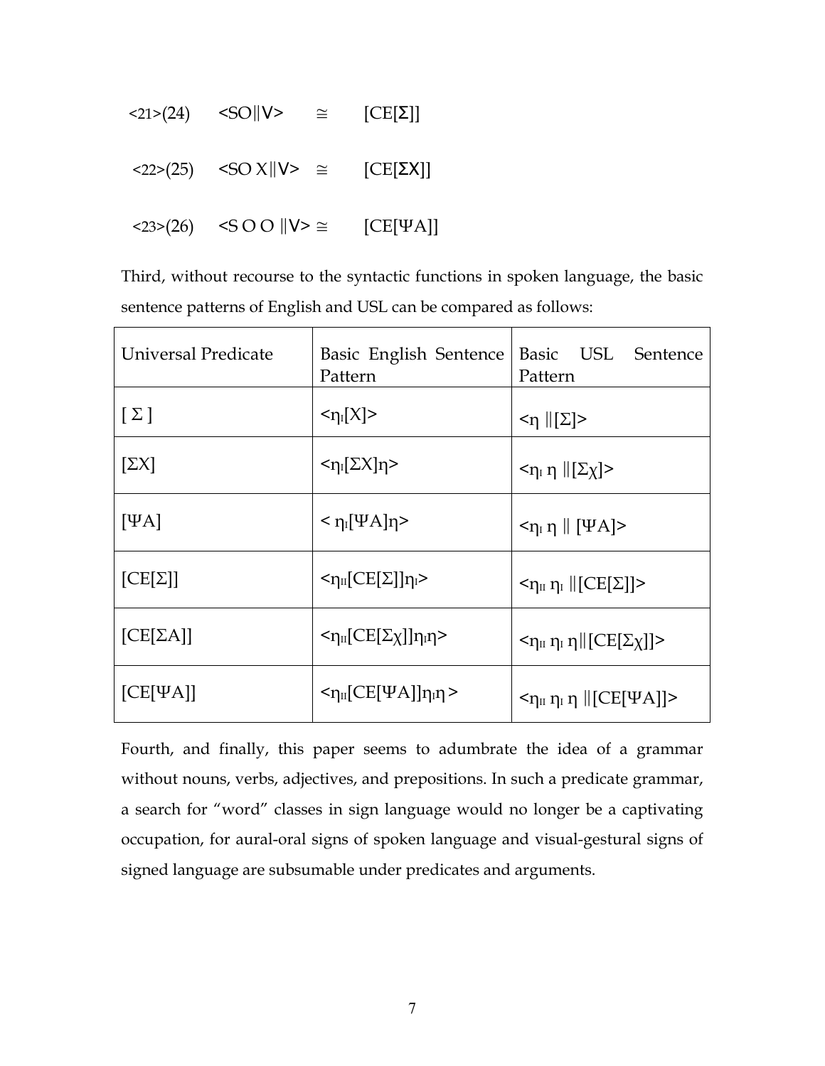<21>(24)    <SO||V>    ≅    [CE[Σ]]

<22>(25)    <SO X||V>    ≅    [CE[ΣX]]

<23>(26)    <S O O ||V> ≅    [CE[ΨA]]

Third, without recourse to the syntactic functions in spoken language, the basic sentence patterns of English and USL can be compared as follows:

| Universal Predicate | Basic English Sentence Pattern | Basic USL Sentence Pattern |
|---|---|---|
| [ Σ ] | $<\eta_I[X]>$ | $<\eta \,\|[\Sigma]>$ |
| [ΣX] | $<\eta_I[\Sigma X]\eta>$ | $<\eta_I\, \eta \,\|[\Sigma\chi]>$ |
| [ΨA] | $< \eta_I[\Psi A]\eta>$ | $<\eta_I\, \eta \,\|\, [\Psi A]>$ |
| [CE[Σ]] | $<\eta_{II}[CE[\Sigma]]\eta_I>$ | $<\eta_{II}\, \eta_I \,\|[CE[\Sigma]]>$ |
| [CE[ΣA]] | $<\eta_{II}[CE[\Sigma\chi]]\eta_I\eta>$ | $<\eta_{II}\, \eta_I\, \eta\|[CE[\Sigma\chi]]>$ |
| [CE[ΨA]] | $<\eta_{II}[CE[\Psi A]]\eta_I\eta >$ | $<\eta_{II}\, \eta_I\, \eta \,\|[CE[\Psi A]]>$ |

Fourth, and finally, this paper seems to adumbrate the idea of a grammar without nouns, verbs, adjectives, and prepositions. In such a predicate grammar, a search for "word" classes in sign language would no longer be a captivating occupation, for aural-oral signs of spoken language and visual-gestural signs of signed language are subsumable under predicates and arguments.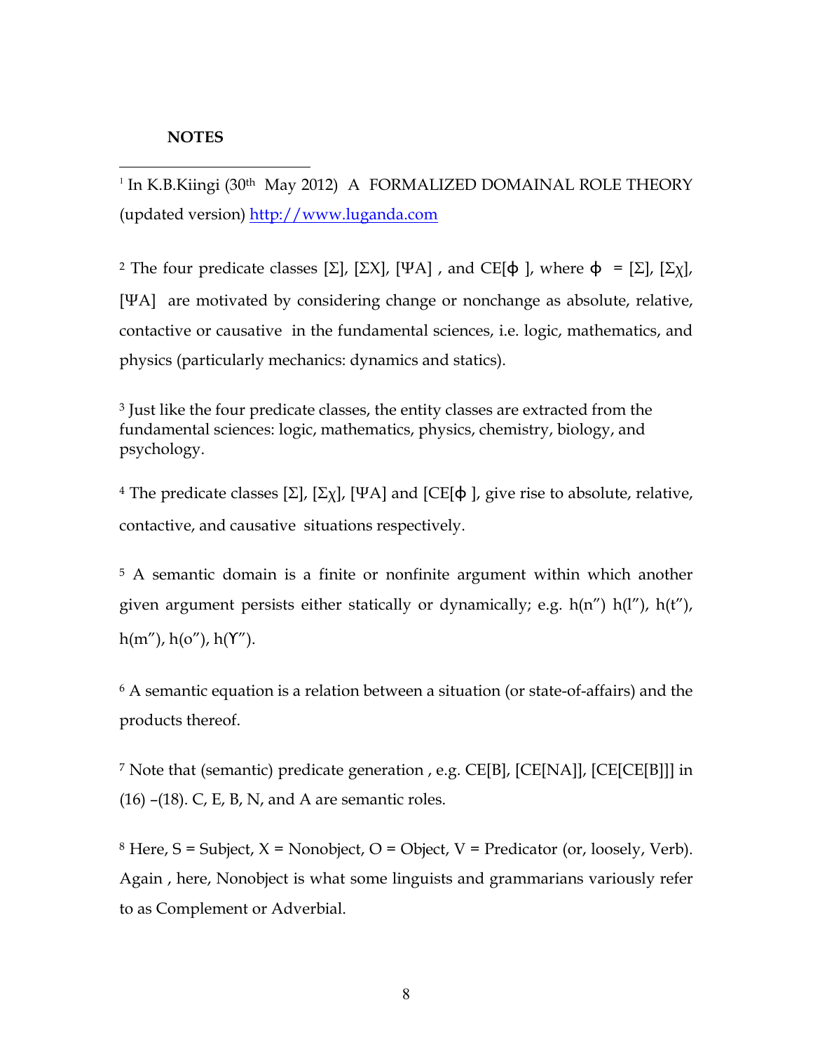**NOTES**

---

[1] In K.B.Kiingi (30th May 2012) A FORMALIZED DOMAINAL ROLE THEORY (updated version) http://www.luganda.com

[2] The four predicate classes [Σ], [ΣX], [ΨA] , and CE[ϕ ], where ϕ = [Σ], [Σχ], [ΨA] are motivated by considering change or nonchange as absolute, relative, contactive or causative in the fundamental sciences, i.e. logic, mathematics, and physics (particularly mechanics: dynamics and statics).

[3] Just like the four predicate classes, the entity classes are extracted from the fundamental sciences: logic, mathematics, physics, chemistry, biology, and psychology.

[4] The predicate classes [Σ], [Σχ], [ΨA] and [CE[ϕ ], give rise to absolute, relative, contactive, and causative situations respectively.

[5] A semantic domain is a finite or nonfinite argument within which another given argument persists either statically or dynamically; e.g. h(n″) h(l″), h(t″), h(m″), h(o″), h(ϒ″).

[6] A semantic equation is a relation between a situation (or state-of-affairs) and the products thereof.

[7] Note that (semantic) predicate generation , e.g. CE[B], [CE[NA]], [CE[CE[B]]] in (16) –(18). C, E, B, N, and A are semantic roles.

[8] Here, S = Subject, X = Nonobject, O = Object, V = Predicator (or, loosely, Verb). Again , here, Nonobject is what some linguists and grammarians variously refer to as Complement or Adverbial.